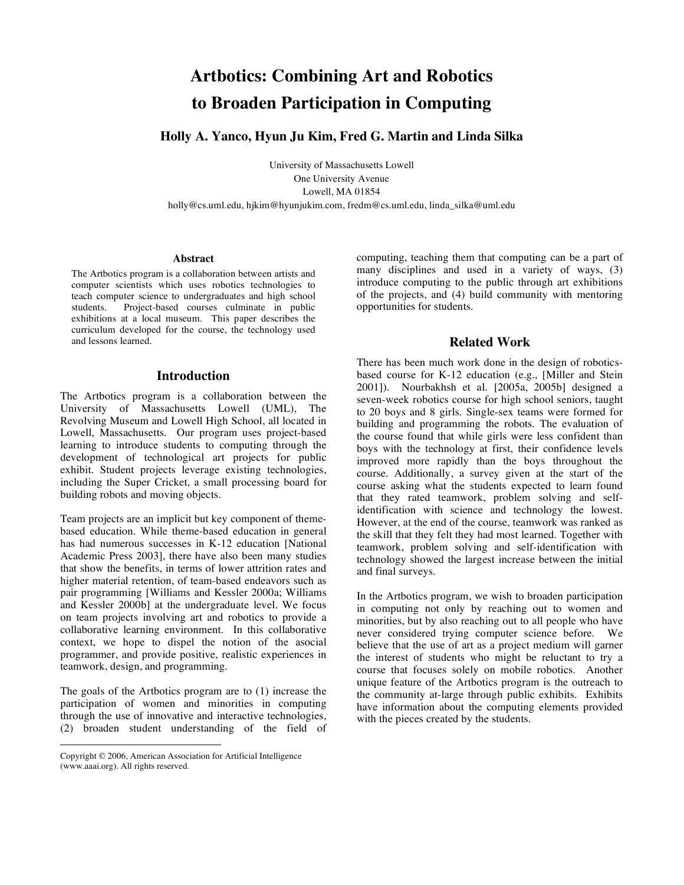# Artbotics: Combining Art and Robotics to Broaden Participation in Computing

**Holly A. Yanco, Hyun Ju Kim, Fred G. Martin and Linda Silka**

University of Massachusetts Lowell
One University Avenue
Lowell, MA 01854
holly@cs.uml.edu, hjkim@hyunjukim.com, fredm@cs.uml.edu, linda_silka@uml.edu

### Abstract

The Artbotics program is a collaboration between artists and computer scientists which uses robotics technologies to teach computer science to undergraduates and high school students. Project-based courses culminate in public exhibitions at a local museum. This paper describes the curriculum developed for the course, the technology used and lessons learned.

## Introduction

The Artbotics program is a collaboration between the University of Massachusetts Lowell (UML), The Revolving Museum and Lowell High School, all located in Lowell, Massachusetts. Our program uses project-based learning to introduce students to computing through the development of technological art projects for public exhibit. Student projects leverage existing technologies, including the Super Cricket, a small processing board for building robots and moving objects.

Team projects are an implicit but key component of theme-based education. While theme-based education in general has had numerous successes in K-12 education [National Academic Press 2003], there have also been many studies that show the benefits, in terms of lower attrition rates and higher material retention, of team-based endeavors such as pair programming [Williams and Kessler 2000a; Williams and Kessler 2000b] at the undergraduate level. We focus on team projects involving art and robotics to provide a collaborative learning environment. In this collaborative context, we hope to dispel the notion of the asocial programmer, and provide positive, realistic experiences in teamwork, design, and programming.

The goals of the Artbotics program are to (1) increase the participation of women and minorities in computing through the use of innovative and interactive technologies, (2) broaden student understanding of the field of computing, teaching them that computing can be a part of many disciplines and used in a variety of ways, (3) introduce computing to the public through art exhibitions of the projects, and (4) build community with mentoring opportunities for students.

## Related Work

There has been much work done in the design of robotics-based course for K-12 education (e.g., [Miller and Stein 2001]). Nourbakhsh et al. [2005a, 2005b] designed a seven-week robotics course for high school seniors, taught to 20 boys and 8 girls. Single-sex teams were formed for building and programming the robots. The evaluation of the course found that while girls were less confident than boys with the technology at first, their confidence levels improved more rapidly than the boys throughout the course. Additionally, a survey given at the start of the course asking what the students expected to learn found that they rated teamwork, problem solving and self-identification with science and technology the lowest. However, at the end of the course, teamwork was ranked as the skill that they felt they had most learned. Together with teamwork, problem solving and self-identification with technology showed the largest increase between the initial and final surveys.

In the Artbotics program, we wish to broaden participation in computing not only by reaching out to women and minorities, but by also reaching out to all people who have never considered trying computer science before. We believe that the use of art as a project medium will garner the interest of students who might be reluctant to try a course that focuses solely on mobile robotics. Another unique feature of the Artbotics program is the outreach to the community at-large through public exhibits. Exhibits have information about the computing elements provided with the pieces created by the students.

---

Copyright © 2006, American Association for Artificial Intelligence (www.aaai.org). All rights reserved.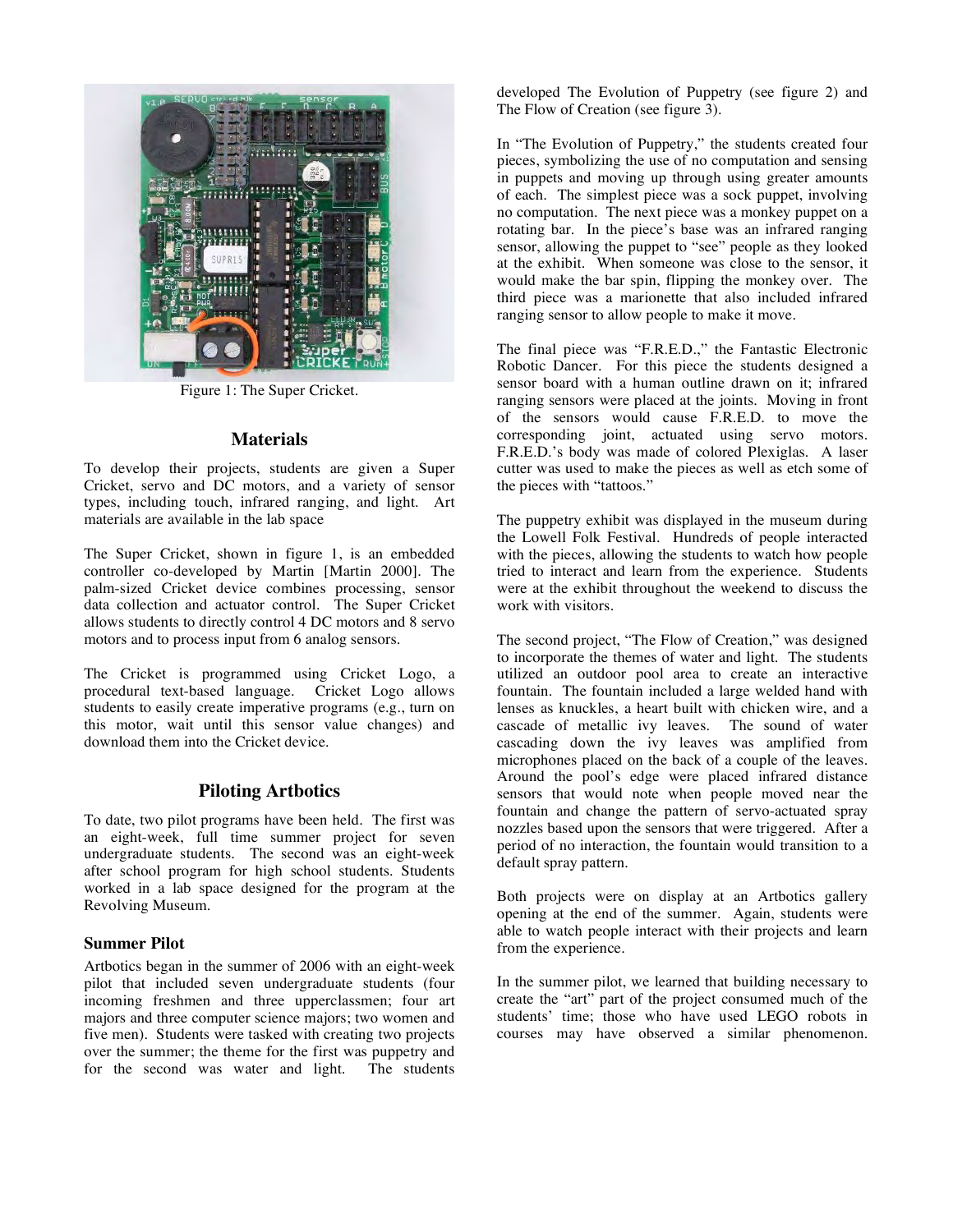Figure 1: The Super Cricket.

## Materials

To develop their projects, students are given a Super Cricket, servo and DC motors, and a variety of sensor types, including touch, infrared ranging, and light. Art materials are available in the lab space

The Super Cricket, shown in figure 1, is an embedded controller co-developed by Martin [Martin 2000]. The palm-sized Cricket device combines processing, sensor data collection and actuator control. The Super Cricket allows students to directly control 4 DC motors and 8 servo motors and to process input from 6 analog sensors.

The Cricket is programmed using Cricket Logo, a procedural text-based language. Cricket Logo allows students to easily create imperative programs (e.g., turn on this motor, wait until this sensor value changes) and download them into the Cricket device.

## Piloting Artbotics

To date, two pilot programs have been held. The first was an eight-week, full time summer project for seven undergraduate students. The second was an eight-week after school program for high school students. Students worked in a lab space designed for the program at the Revolving Museum.

### Summer Pilot

Artbotics began in the summer of 2006 with an eight-week pilot that included seven undergraduate students (four incoming freshmen and three upperclassmen; four art majors and three computer science majors; two women and five men). Students were tasked with creating two projects over the summer; the theme for the first was puppetry and for the second was water and light. The students developed The Evolution of Puppetry (see figure 2) and The Flow of Creation (see figure 3).

In "The Evolution of Puppetry," the students created four pieces, symbolizing the use of no computation and sensing in puppets and moving up through using greater amounts of each. The simplest piece was a sock puppet, involving no computation. The next piece was a monkey puppet on a rotating bar. In the piece's base was an infrared ranging sensor, allowing the puppet to "see" people as they looked at the exhibit. When someone was close to the sensor, it would make the bar spin, flipping the monkey over. The third piece was a marionette that also included infrared ranging sensor to allow people to make it move.

The final piece was "F.R.E.D.," the Fantastic Electronic Robotic Dancer. For this piece the students designed a sensor board with a human outline drawn on it; infrared ranging sensors were placed at the joints. Moving in front of the sensors would cause F.R.E.D. to move the corresponding joint, actuated using servo motors. F.R.E.D.'s body was made of colored Plexiglas. A laser cutter was used to make the pieces as well as etch some of the pieces with "tattoos."

The puppetry exhibit was displayed in the museum during the Lowell Folk Festival. Hundreds of people interacted with the pieces, allowing the students to watch how people tried to interact and learn from the experience. Students were at the exhibit throughout the weekend to discuss the work with visitors.

The second project, "The Flow of Creation," was designed to incorporate the themes of water and light. The students utilized an outdoor pool area to create an interactive fountain. The fountain included a large welded hand with lenses as knuckles, a heart built with chicken wire, and a cascade of metallic ivy leaves. The sound of water cascading down the ivy leaves was amplified from microphones placed on the back of a couple of the leaves. Around the pool's edge were placed infrared distance sensors that would note when people moved near the fountain and change the pattern of servo-actuated spray nozzles based upon the sensors that were triggered. After a period of no interaction, the fountain would transition to a default spray pattern.

Both projects were on display at an Artbotics gallery opening at the end of the summer. Again, students were able to watch people interact with their projects and learn from the experience.

In the summer pilot, we learned that building necessary to create the "art" part of the project consumed much of the students' time; those who have used LEGO robots in courses may have observed a similar phenomenon.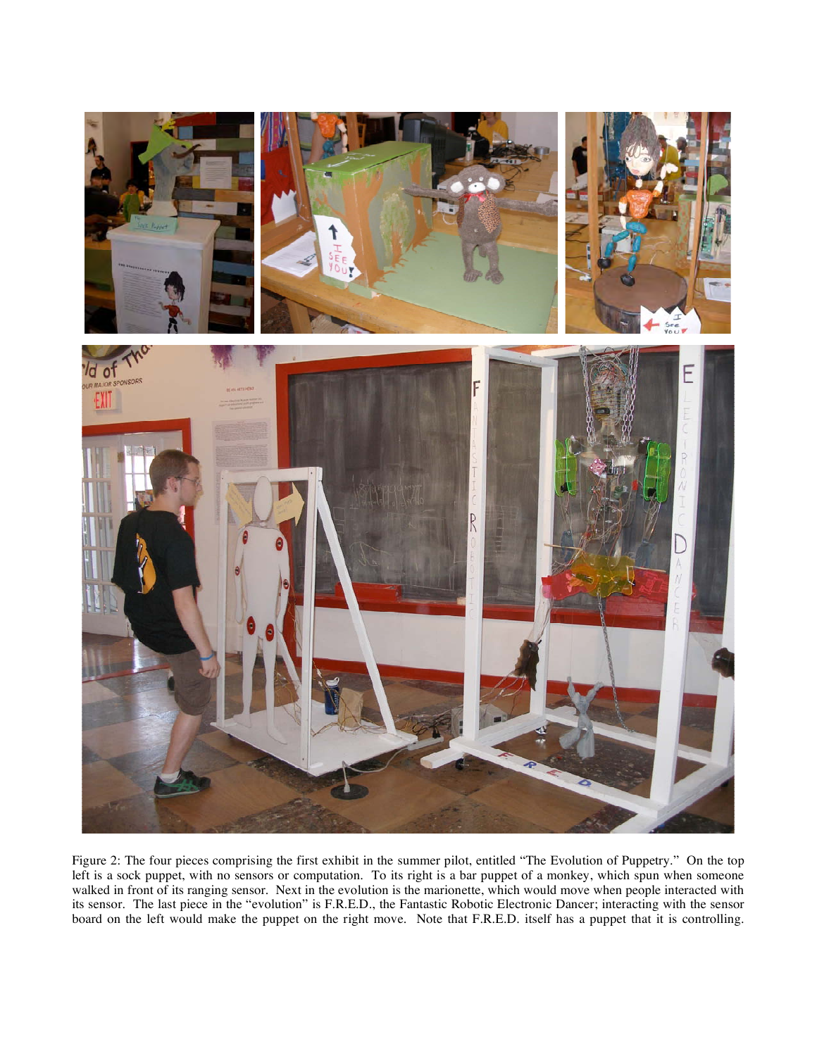Figure 2: The four pieces comprising the first exhibit in the summer pilot, entitled "The Evolution of Puppetry." On the top left is a sock puppet, with no sensors or computation. To its right is a bar puppet of a monkey, which spun when someone walked in front of its ranging sensor. Next in the evolution is the marionette, which would move when people interacted with its sensor. The last piece in the "evolution" is F.R.E.D., the Fantastic Robotic Electronic Dancer; interacting with the sensor board on the left would make the puppet on the right move. Note that F.R.E.D. itself has a puppet that it is controlling.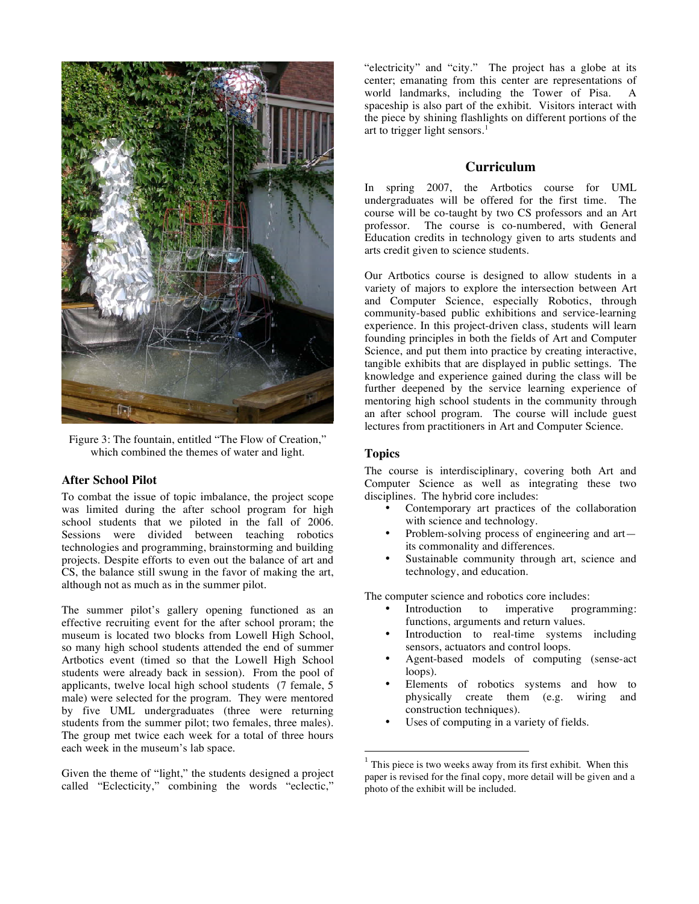Figure 3: The fountain, entitled "The Flow of Creation," which combined the themes of water and light.

### After School Pilot

To combat the issue of topic imbalance, the project scope was limited during the after school program for high school students that we piloted in the fall of 2006. Sessions were divided between teaching robotics technologies and programming, brainstorming and building projects. Despite efforts to even out the balance of art and CS, the balance still swung in the favor of making the art, although not as much as in the summer pilot.

The summer pilot's gallery opening functioned as an effective recruiting event for the after school proram; the museum is located two blocks from Lowell High School, so many high school students attended the end of summer Artbotics event (timed so that the Lowell High School students were already back in session). From the pool of applicants, twelve local high school students (7 female, 5 male) were selected for the program. They were mentored by five UML undergraduates (three were returning students from the summer pilot; two females, three males). The group met twice each week for a total of three hours each week in the museum's lab space.

Given the theme of "light," the students designed a project called "Eclecticity," combining the words "eclectic," "electricity" and "city." The project has a globe at its center; emanating from this center are representations of world landmarks, including the Tower of Pisa. A spaceship is also part of the exhibit. Visitors interact with the piece by shining flashlights on different portions of the art to trigger light sensors.[1]

## Curriculum

In spring 2007, the Artbotics course for UML undergraduates will be offered for the first time. The course will be co-taught by two CS professors and an Art professor. The course is co-numbered, with General Education credits in technology given to arts students and arts credit given to science students.

Our Artbotics course is designed to allow students in a variety of majors to explore the intersection between Art and Computer Science, especially Robotics, through community-based public exhibitions and service-learning experience. In this project-driven class, students will learn founding principles in both the fields of Art and Computer Science, and put them into practice by creating interactive, tangible exhibits that are displayed in public settings. The knowledge and experience gained during the class will be further deepened by the service learning experience of mentoring high school students in the community through an after school program. The course will include guest lectures from practitioners in Art and Computer Science.

### Topics

The course is interdisciplinary, covering both Art and Computer Science as well as integrating these two disciplines. The hybrid core includes:

- Contemporary art practices of the collaboration with science and technology.
- Problem-solving process of engineering and art—its commonality and differences.
- Sustainable community through art, science and technology, and education.

The computer science and robotics core includes:

- Introduction to imperative programming: functions, arguments and return values.
- Introduction to real-time systems including sensors, actuators and control loops.
- Agent-based models of computing (sense-act loops).
- Elements of robotics systems and how to physically create them (e.g. wiring and construction techniques).
- Uses of computing in a variety of fields.

---

[1] This piece is two weeks away from its first exhibit. When this paper is revised for the final copy, more detail will be given and a photo of the exhibit will be included.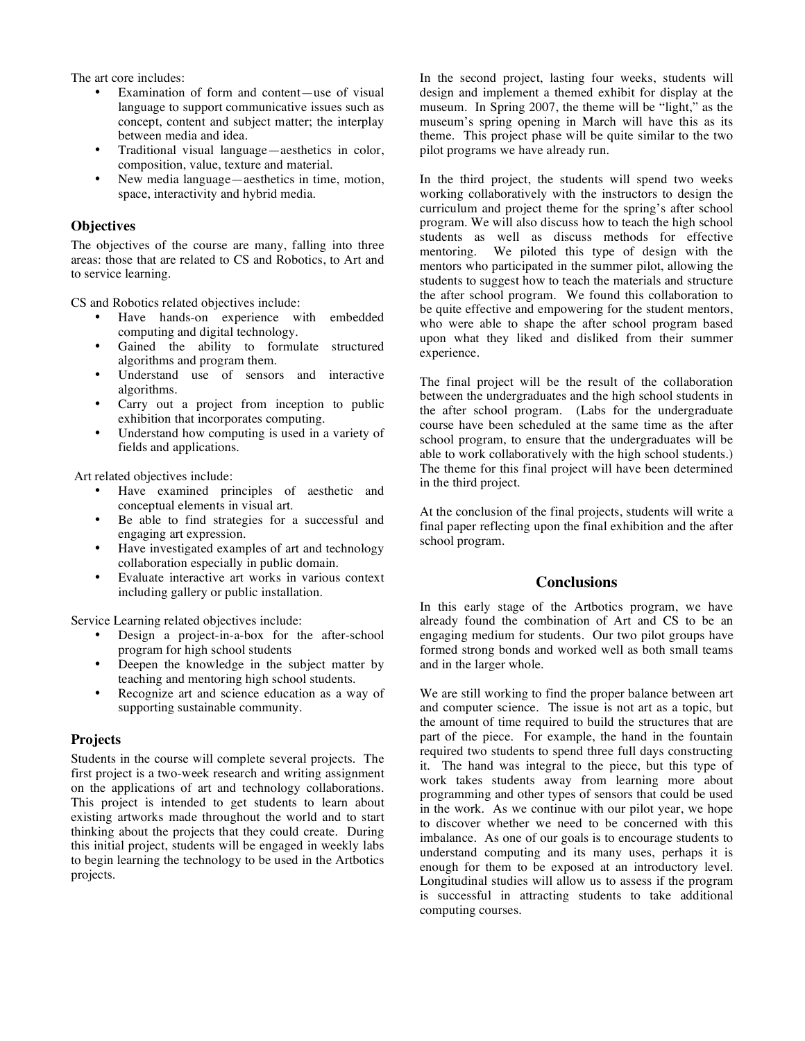The art core includes:

- Examination of form and content—use of visual language to support communicative issues such as concept, content and subject matter; the interplay between media and idea.
- Traditional visual language—aesthetics in color, composition, value, texture and material.
- New media language—aesthetics in time, motion, space, interactivity and hybrid media.

### Objectives

The objectives of the course are many, falling into three areas: those that are related to CS and Robotics, to Art and to service learning.

CS and Robotics related objectives include:

- Have hands-on experience with embedded computing and digital technology.
- Gained the ability to formulate structured algorithms and program them.
- Understand use of sensors and interactive algorithms.
- Carry out a project from inception to public exhibition that incorporates computing.
- Understand how computing is used in a variety of fields and applications.

Art related objectives include:

- Have examined principles of aesthetic and conceptual elements in visual art.
- Be able to find strategies for a successful and engaging art expression.
- Have investigated examples of art and technology collaboration especially in public domain.
- Evaluate interactive art works in various context including gallery or public installation.

Service Learning related objectives include:

- Design a project-in-a-box for the after-school program for high school students
- Deepen the knowledge in the subject matter by teaching and mentoring high school students.
- Recognize art and science education as a way of supporting sustainable community.

### Projects

Students in the course will complete several projects. The first project is a two-week research and writing assignment on the applications of art and technology collaborations. This project is intended to get students to learn about existing artworks made throughout the world and to start thinking about the projects that they could create. During this initial project, students will be engaged in weekly labs to begin learning the technology to be used in the Artbotics projects.

In the second project, lasting four weeks, students will design and implement a themed exhibit for display at the museum. In Spring 2007, the theme will be "light," as the museum's spring opening in March will have this as its theme. This project phase will be quite similar to the two pilot programs we have already run.

In the third project, the students will spend two weeks working collaboratively with the instructors to design the curriculum and project theme for the spring's after school program. We will also discuss how to teach the high school students as well as discuss methods for effective mentoring. We piloted this type of design with the mentors who participated in the summer pilot, allowing the students to suggest how to teach the materials and structure the after school program. We found this collaboration to be quite effective and empowering for the student mentors, who were able to shape the after school program based upon what they liked and disliked from their summer experience.

The final project will be the result of the collaboration between the undergraduates and the high school students in the after school program. (Labs for the undergraduate course have been scheduled at the same time as the after school program, to ensure that the undergraduates will be able to work collaboratively with the high school students.) The theme for this final project will have been determined in the third project.

At the conclusion of the final projects, students will write a final paper reflecting upon the final exhibition and the after school program.

## Conclusions

In this early stage of the Artbotics program, we have already found the combination of Art and CS to be an engaging medium for students. Our two pilot groups have formed strong bonds and worked well as both small teams and in the larger whole.

We are still working to find the proper balance between art and computer science. The issue is not art as a topic, but the amount of time required to build the structures that are part of the piece. For example, the hand in the fountain required two students to spend three full days constructing it. The hand was integral to the piece, but this type of work takes students away from learning more about programming and other types of sensors that could be used in the work. As we continue with our pilot year, we hope to discover whether we need to be concerned with this imbalance. As one of our goals is to encourage students to understand computing and its many uses, perhaps it is enough for them to be exposed at an introductory level. Longitudinal studies will allow us to assess if the program is successful in attracting students to take additional computing courses.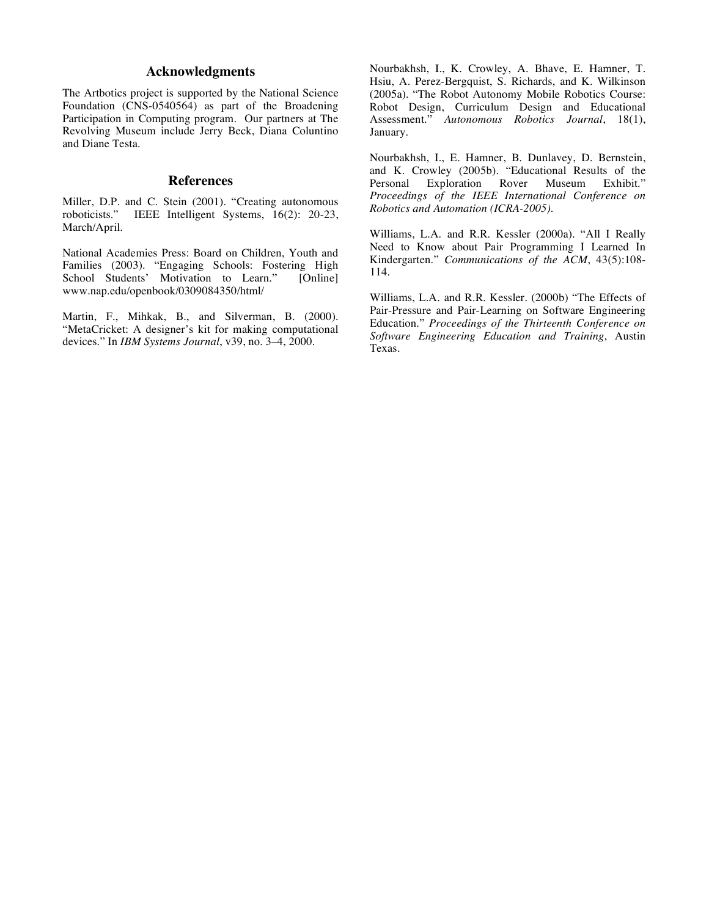## Acknowledgments

The Artbotics project is supported by the National Science Foundation (CNS-0540564) as part of the Broadening Participation in Computing program. Our partners at The Revolving Museum include Jerry Beck, Diana Coluntino and Diane Testa.

## References

Miller, D.P. and C. Stein (2001). "Creating autonomous roboticists." IEEE Intelligent Systems, 16(2): 20-23, March/April.

National Academies Press: Board on Children, Youth and Families (2003). "Engaging Schools: Fostering High School Students' Motivation to Learn." [Online] www.nap.edu/openbook/0309084350/html/

Martin, F., Mihkak, B., and Silverman, B. (2000). "MetaCricket: A designer's kit for making computational devices." In *IBM Systems Journal*, v39, no. 3–4, 2000.

Nourbakhsh, I., K. Crowley, A. Bhave, E. Hamner, T. Hsiu, A. Perez-Bergquist, S. Richards, and K. Wilkinson (2005a). "The Robot Autonomy Mobile Robotics Course: Robot Design, Curriculum Design and Educational Assessment." *Autonomous Robotics Journal*, 18(1), January.

Nourbakhsh, I., E. Hamner, B. Dunlavey, D. Bernstein, and K. Crowley (2005b). "Educational Results of the Personal Exploration Rover Museum Exhibit." *Proceedings of the IEEE International Conference on Robotics and Automation (ICRA-2005).*

Williams, L.A. and R.R. Kessler (2000a). "All I Really Need to Know about Pair Programming I Learned In Kindergarten." *Communications of the ACM*, 43(5):108-114.

Williams, L.A. and R.R. Kessler. (2000b) "The Effects of Pair-Pressure and Pair-Learning on Software Engineering Education." *Proceedings of the Thirteenth Conference on Software Engineering Education and Training*, Austin Texas.